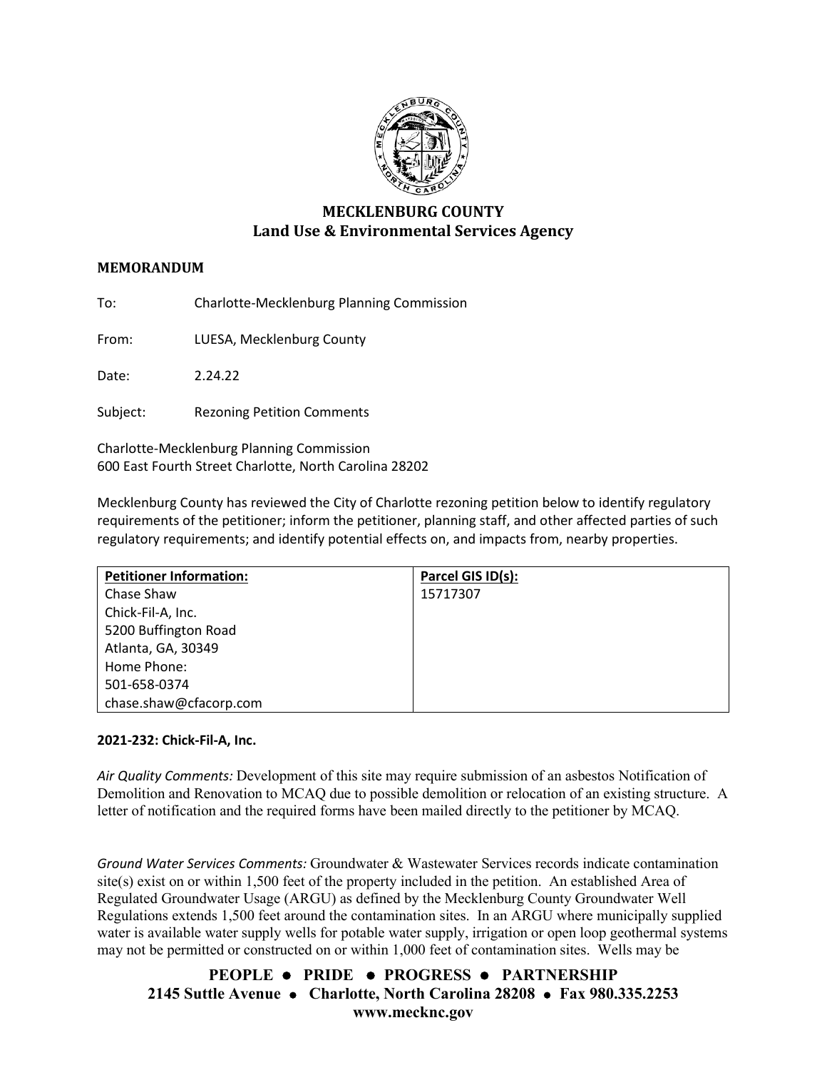# MECKLENBURG COUNTY
## Land Use & Environmental Services Agency

**MEMORANDUM**

To: Charlotte-Mecklenburg Planning Commission

From: LUESA, Mecklenburg County

Date: 2.24.22

Subject: Rezoning Petition Comments

Charlotte-Mecklenburg Planning Commission
600 East Fourth Street Charlotte, North Carolina 28202

Mecklenburg County has reviewed the City of Charlotte rezoning petition below to identify regulatory requirements of the petitioner; inform the petitioner, planning staff, and other affected parties of such regulatory requirements; and identify potential effects on, and impacts from, nearby properties.

| Petitioner Information: | Parcel GIS ID(s): |
|---|---|
| Chase Shaw<br>Chick-Fil-A, Inc.<br>5200 Buffington Road<br>Atlanta, GA, 30349<br>Home Phone:<br>501-658-0374<br>chase.shaw@cfacorp.com | 15717307 |

**2021-232: Chick-Fil-A, Inc.**

*Air Quality Comments:* Development of this site may require submission of an asbestos Notification of Demolition and Renovation to MCAQ due to possible demolition or relocation of an existing structure. A letter of notification and the required forms have been mailed directly to the petitioner by MCAQ.

*Ground Water Services Comments:* Groundwater & Wastewater Services records indicate contamination site(s) exist on or within 1,500 feet of the property included in the petition. An established Area of Regulated Groundwater Usage (ARGU) as defined by the Mecklenburg County Groundwater Well Regulations extends 1,500 feet around the contamination sites. In an ARGU where municipally supplied water is available water supply wells for potable water supply, irrigation or open loop geothermal systems may not be permitted or constructed on or within 1,000 feet of contamination sites. Wells may be

**PEOPLE • PRIDE • PROGRESS • PARTNERSHIP**
**2145 Suttle Avenue • Charlotte, North Carolina 28208 • Fax 980.335.2253**
**www.mecknc.gov**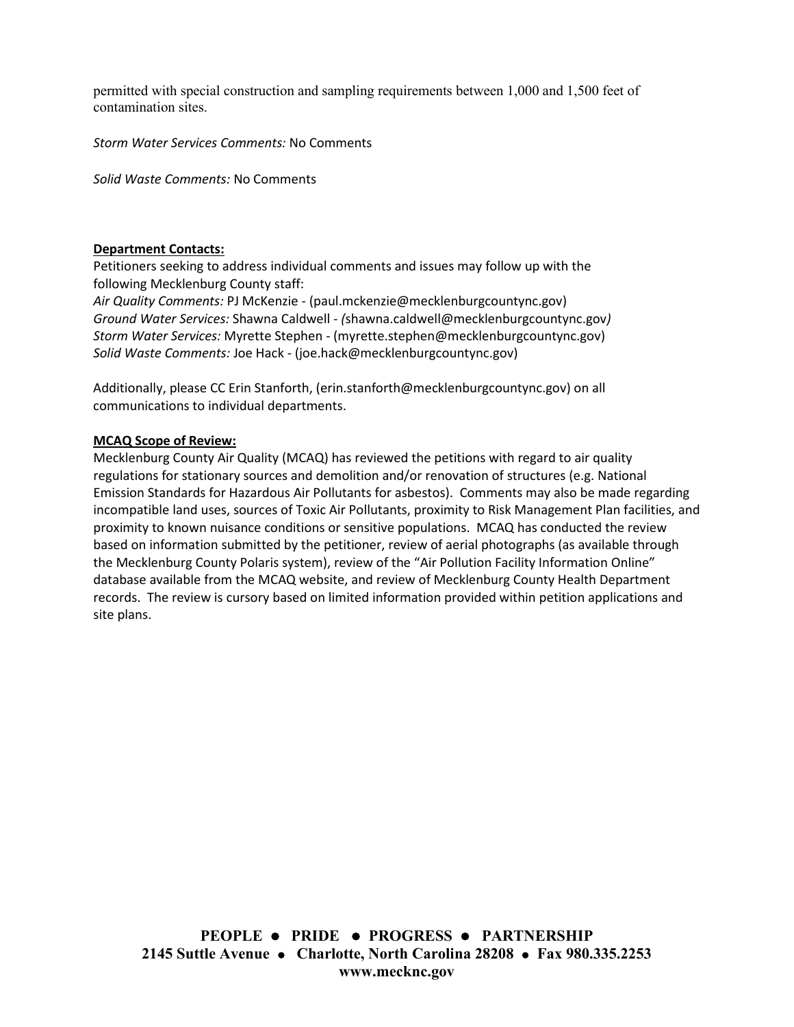permitted with special construction and sampling requirements between 1,000 and 1,500 feet of contamination sites.

*Storm Water Services Comments:* No Comments

*Solid Waste Comments:* No Comments

**Department Contacts:**

Petitioners seeking to address individual comments and issues may follow up with the following Mecklenburg County staff:

*Air Quality Comments:* PJ McKenzie - (paul.mckenzie@mecklenburgcountync.gov)
*Ground Water Services:* Shawna Caldwell - *(*shawna.caldwell@mecklenburgcountync.gov*)*
*Storm Water Services:* Myrette Stephen - (myrette.stephen@mecklenburgcountync.gov)
*Solid Waste Comments:* Joe Hack - (joe.hack@mecklenburgcountync.gov)

Additionally, please CC Erin Stanforth, (erin.stanforth@mecklenburgcountync.gov) on all communications to individual departments.

**MCAQ Scope of Review:**

Mecklenburg County Air Quality (MCAQ) has reviewed the petitions with regard to air quality regulations for stationary sources and demolition and/or renovation of structures (e.g. National Emission Standards for Hazardous Air Pollutants for asbestos). Comments may also be made regarding incompatible land uses, sources of Toxic Air Pollutants, proximity to Risk Management Plan facilities, and proximity to known nuisance conditions or sensitive populations. MCAQ has conducted the review based on information submitted by the petitioner, review of aerial photographs (as available through the Mecklenburg County Polaris system), review of the "Air Pollution Facility Information Online" database available from the MCAQ website, and review of Mecklenburg County Health Department records. The review is cursory based on limited information provided within petition applications and site plans.

**PEOPLE • PRIDE • PROGRESS • PARTNERSHIP**
**2145 Suttle Avenue • Charlotte, North Carolina 28208 • Fax 980.335.2253**
**www.mecknc.gov**